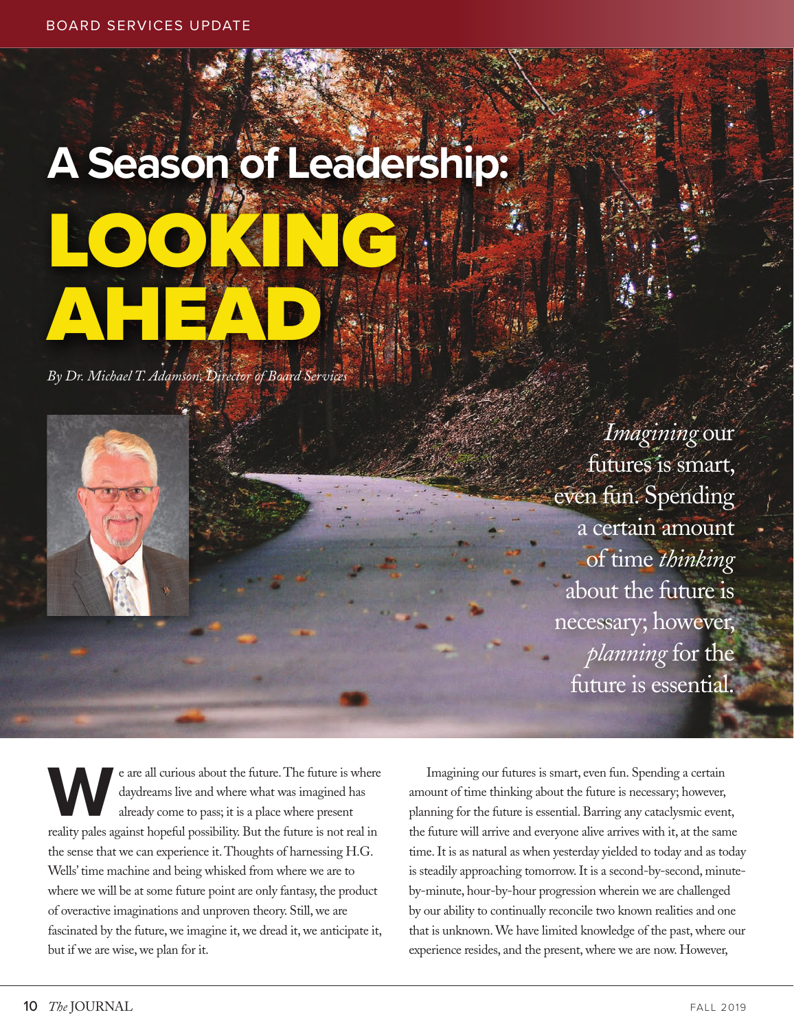BOARD SERVICES UPDATE

# A Season of Leadership: LOOKING AHEAD

*By Dr. Michael T. Adamson, Director of Board Services*

*Imagining* our futures is smart, even fun. Spending a certain amount of time *thinking* about the future is necessary; however, *planning* for the future is essential.

We are all curious about the future. The future is where daydreams live and where what was imagined has already come to pass; it is a place where present reality pales against hopeful possibility. But the future is not real in the sense that we can experience it. Thoughts of harnessing H.G. Wells' time machine and being whisked from where we are to where we will be at some future point are only fantasy, the product of overactive imaginations and unproven theory. Still, we are fascinated by the future, we imagine it, we dread it, we anticipate it, but if we are wise, we plan for it.

Imagining our futures is smart, even fun. Spending a certain amount of time thinking about the future is necessary; however, planning for the future is essential. Barring any cataclysmic event, the future will arrive and everyone alive arrives with it, at the same time. It is as natural as when yesterday yielded to today and as today is steadily approaching tomorrow. It is a second-by-second, minute-by-minute, hour-by-hour progression wherein we are challenged by our ability to continually reconcile two known realities and one that is unknown. We have limited knowledge of the past, where our experience resides, and the present, where we are now. However,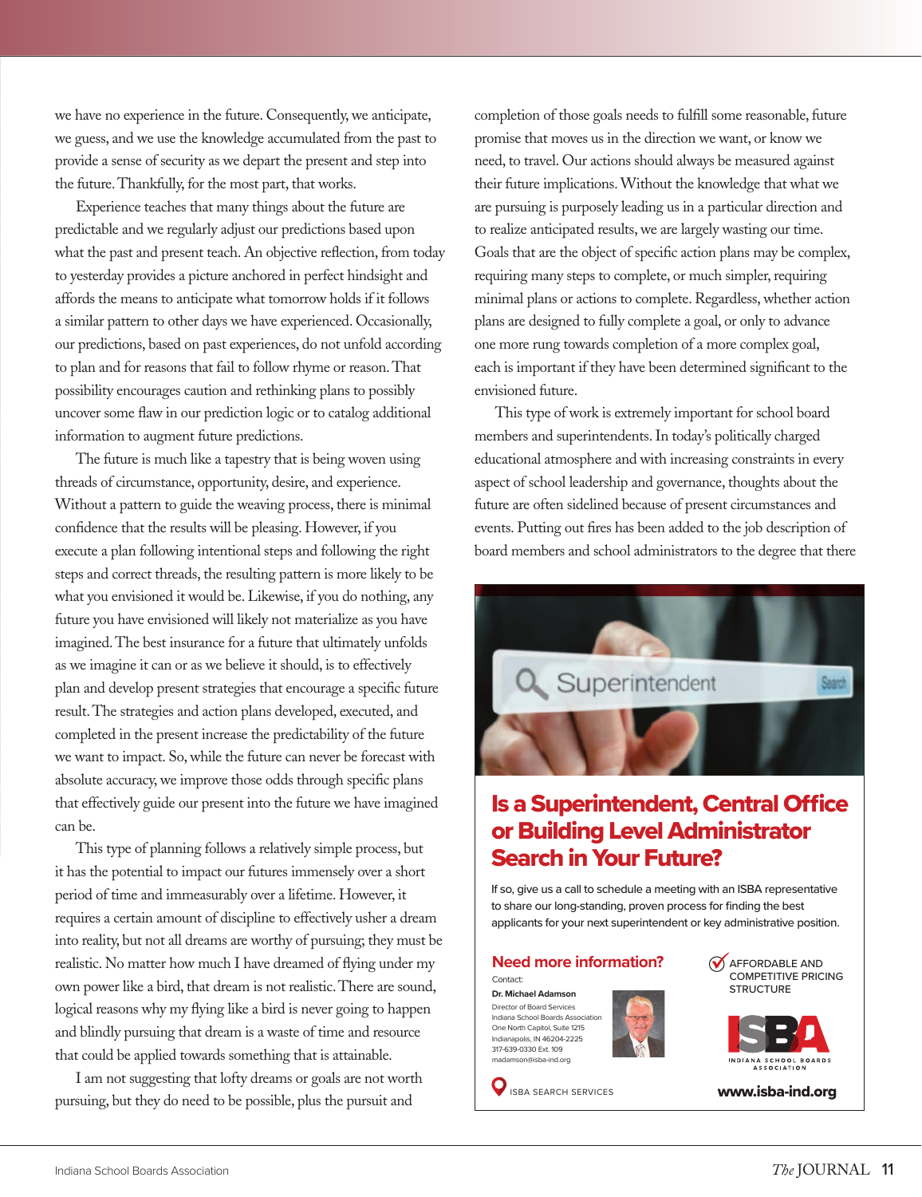we have no experience in the future. Consequently, we anticipate, we guess, and we use the knowledge accumulated from the past to provide a sense of security as we depart the present and step into the future. Thankfully, for the most part, that works.

Experience teaches that many things about the future are predictable and we regularly adjust our predictions based upon what the past and present teach. An objective reflection, from today to yesterday provides a picture anchored in perfect hindsight and affords the means to anticipate what tomorrow holds if it follows a similar pattern to other days we have experienced. Occasionally, our predictions, based on past experiences, do not unfold according to plan and for reasons that fail to follow rhyme or reason. That possibility encourages caution and rethinking plans to possibly uncover some flaw in our prediction logic or to catalog additional information to augment future predictions.

The future is much like a tapestry that is being woven using threads of circumstance, opportunity, desire, and experience. Without a pattern to guide the weaving process, there is minimal confidence that the results will be pleasing. However, if you execute a plan following intentional steps and following the right steps and correct threads, the resulting pattern is more likely to be what you envisioned it would be. Likewise, if you do nothing, any future you have envisioned will likely not materialize as you have imagined. The best insurance for a future that ultimately unfolds as we imagine it can or as we believe it should, is to effectively plan and develop present strategies that encourage a specific future result. The strategies and action plans developed, executed, and completed in the present increase the predictability of the future we want to impact. So, while the future can never be forecast with absolute accuracy, we improve those odds through specific plans that effectively guide our present into the future we have imagined can be.

This type of planning follows a relatively simple process, but it has the potential to impact our futures immensely over a short period of time and immeasurably over a lifetime. However, it requires a certain amount of discipline to effectively usher a dream into reality, but not all dreams are worthy of pursuing; they must be realistic. No matter how much I have dreamed of flying under my own power like a bird, that dream is not realistic. There are sound, logical reasons why my flying like a bird is never going to happen and blindly pursuing that dream is a waste of time and resource that could be applied towards something that is attainable.

I am not suggesting that lofty dreams or goals are not worth pursuing, but they do need to be possible, plus the pursuit and completion of those goals needs to fulfill some reasonable, future promise that moves us in the direction we want, or know we need, to travel. Our actions should always be measured against their future implications. Without the knowledge that what we are pursuing is purposely leading us in a particular direction and to realize anticipated results, we are largely wasting our time. Goals that are the object of specific action plans may be complex, requiring many steps to complete, or much simpler, requiring minimal plans or actions to complete. Regardless, whether action plans are designed to fully complete a goal, or only to advance one more rung towards completion of a more complex goal, each is important if they have been determined significant to the envisioned future.

This type of work is extremely important for school board members and superintendents. In today's politically charged educational atmosphere and with increasing constraints in every aspect of school leadership and governance, thoughts about the future are often sidelined because of present circumstances and events. Putting out fires has been added to the job description of board members and school administrators to the degree that there

## Is a Superintendent, Central Office or Building Level Administrator Search in Your Future?

If so, give us a call to schedule a meeting with an ISBA representative to share our long-standing, proven process for finding the best applicants for your next superintendent or key administrative position.

**Need more information?**

Contact:
**Dr. Michael Adamson**
Director of Board Services
Indiana School Boards Association
One North Capitol, Suite 1215
Indianapolis, IN 46204-2225
317-639-0330 Ext. 109
madamson@isba-ind.org

AFFORDABLE AND COMPETITIVE PRICING STRUCTURE

ISBA SEARCH SERVICES

www.isba-ind.org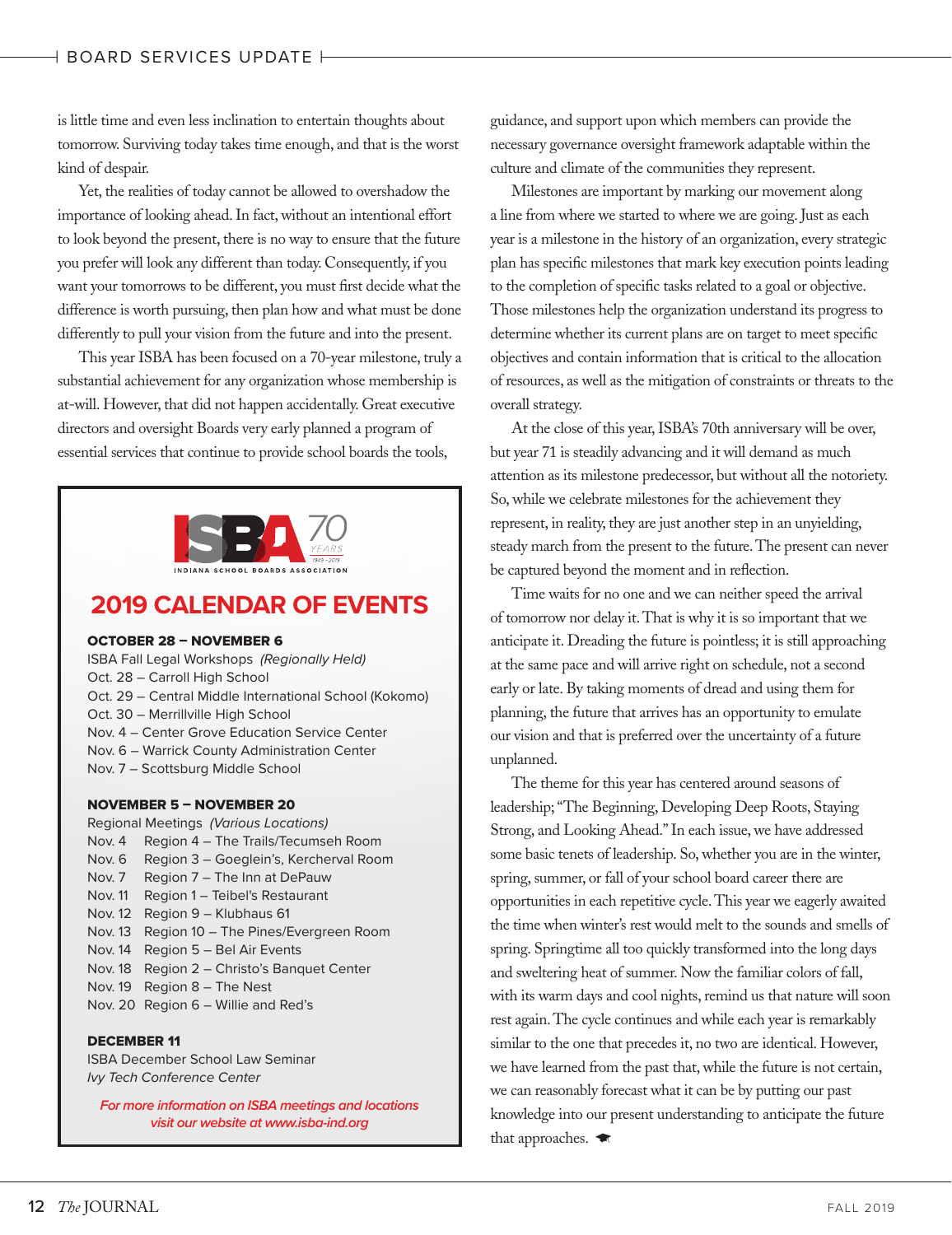is little time and even less inclination to entertain thoughts about tomorrow. Surviving today takes time enough, and that is the worst kind of despair.

Yet, the realities of today cannot be allowed to overshadow the importance of looking ahead. In fact, without an intentional effort to look beyond the present, there is no way to ensure that the future you prefer will look any different than today. Consequently, if you want your tomorrows to be different, you must first decide what the difference is worth pursuing, then plan how and what must be done differently to pull your vision from the future and into the present.

This year ISBA has been focused on a 70-year milestone, truly a substantial achievement for any organization whose membership is at-will. However, that did not happen accidentally. Great executive directors and oversight Boards very early planned a program of essential services that continue to provide school boards the tools, guidance, and support upon which members can provide the necessary governance oversight framework adaptable within the culture and climate of the communities they represent.

Milestones are important by marking our movement along a line from where we started to where we are going. Just as each year is a milestone in the history of an organization, every strategic plan has specific milestones that mark key execution points leading to the completion of specific tasks related to a goal or objective. Those milestones help the organization understand its progress to determine whether its current plans are on target to meet specific objectives and contain information that is critical to the allocation of resources, as well as the mitigation of constraints or threats to the overall strategy.

At the close of this year, ISBA's 70th anniversary will be over, but year 71 is steadily advancing and it will demand as much attention as its milestone predecessor, but without all the notoriety. So, while we celebrate milestones for the achievement they represent, in reality, they are just another step in an unyielding, steady march from the present to the future. The present can never be captured beyond the moment and in reflection.

Time waits for no one and we can neither speed the arrival of tomorrow nor delay it. That is why it is so important that we anticipate it. Dreading the future is pointless; it is still approaching at the same pace and will arrive right on schedule, not a second early or late. By taking moments of dread and using them for planning, the future that arrives has an opportunity to emulate our vision and that is preferred over the uncertainty of a future unplanned.

The theme for this year has centered around seasons of leadership; "The Beginning, Developing Deep Roots, Staying Strong, and Looking Ahead." In each issue, we have addressed some basic tenets of leadership. So, whether you are in the winter, spring, summer, or fall of your school board career there are opportunities in each repetitive cycle. This year we eagerly awaited the time when winter's rest would melt to the sounds and smells of spring. Springtime all too quickly transformed into the long days and sweltering heat of summer. Now the familiar colors of fall, with its warm days and cool nights, remind us that nature will soon rest again. The cycle continues and while each year is remarkably similar to the one that precedes it, no two are identical. However, we have learned from the past that, while the future is not certain, we can reasonably forecast what it can be by putting our past knowledge into our present understanding to anticipate the future that approaches.

---

ISBA 70 YEARS 1949–2019
INDIANA SCHOOL BOARDS ASSOCIATION

## 2019 CALENDAR OF EVENTS

**OCTOBER 28 – NOVEMBER 6**
ISBA Fall Legal Workshops *(Regionally Held)*
Oct. 28 – Carroll High School
Oct. 29 – Central Middle International School (Kokomo)
Oct. 30 – Merrillville High School
Nov. 4 – Center Grove Education Service Center
Nov. 6 – Warrick County Administration Center
Nov. 7 – Scottsburg Middle School

**NOVEMBER 5 – NOVEMBER 20**
Regional Meetings *(Various Locations)*
Nov. 4 Region 4 – The Trails/Tecumseh Room
Nov. 6 Region 3 – Goeglein's, Kercherval Room
Nov. 7 Region 7 – The Inn at DePauw
Nov. 11 Region 1 – Teibel's Restaurant
Nov. 12 Region 9 – Klubhaus 61
Nov. 13 Region 10 – The Pines/Evergreen Room
Nov. 14 Region 5 – Bel Air Events
Nov. 18 Region 2 – Christo's Banquet Center
Nov. 19 Region 8 – The Nest
Nov. 20 Region 6 – Willie and Red's

**DECEMBER 11**
ISBA December School Law Seminar
*Ivy Tech Conference Center*

*For more information on ISBA meetings and locations visit our website at www.isba-ind.org*